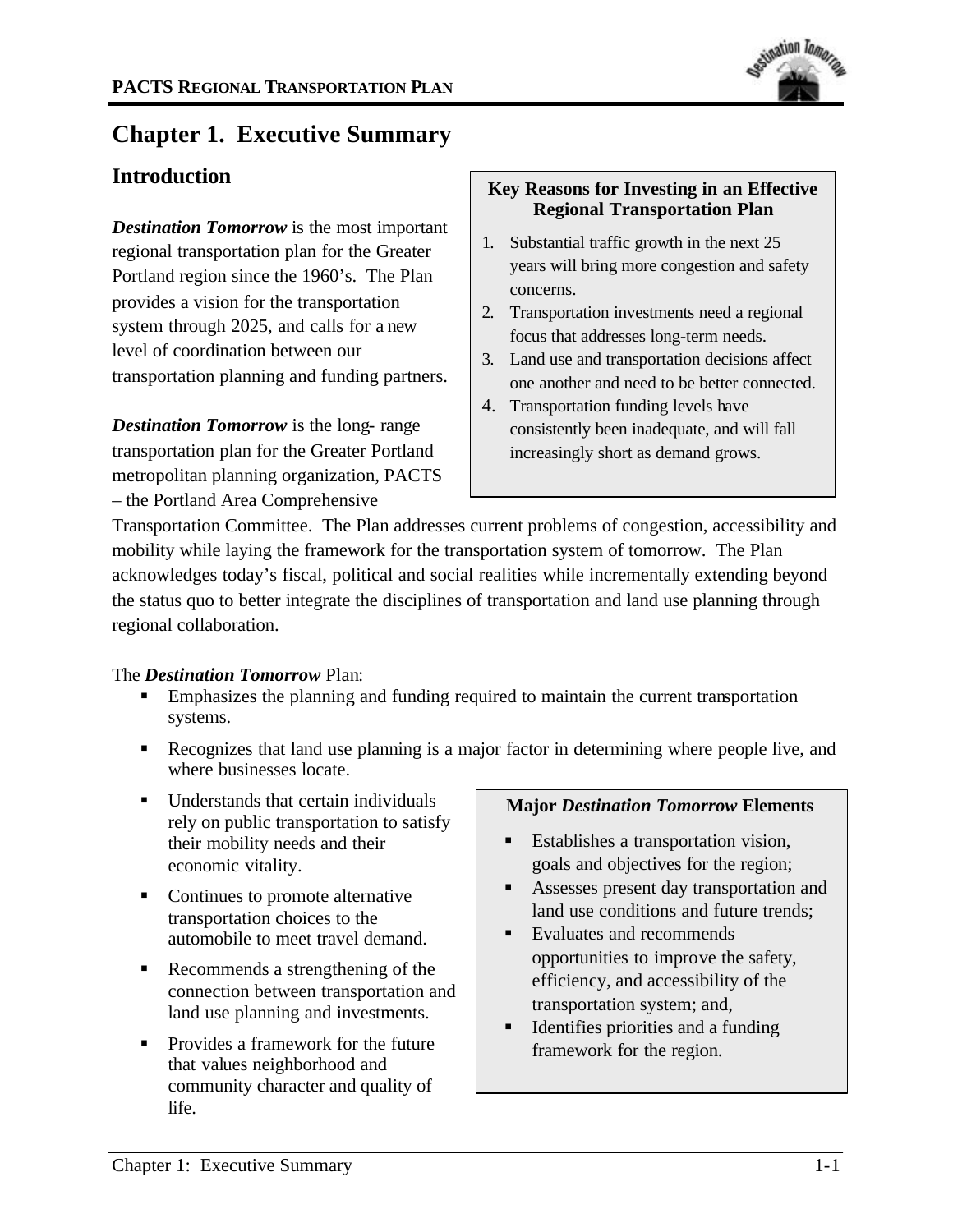# Chapter 1. Executive Summary

## Introduction

***Destination Tomorrow*** is the most important regional transportation plan for the Greater Portland region since the 1960's. The Plan provides a vision for the transportation system through 2025, and calls for a new level of coordination between our transportation planning and funding partners.

> **Key Reasons for Investing in an Effective Regional Transportation Plan**
>
> 1. Substantial traffic growth in the next 25 years will bring more congestion and safety concerns.
> 2. Transportation investments need a regional focus that addresses long-term needs.
> 3. Land use and transportation decisions affect one another and need to be better connected.
> 4. Transportation funding levels have consistently been inadequate, and will fall increasingly short as demand grows.

***Destination Tomorrow*** is the long- range transportation plan for the Greater Portland metropolitan planning organization, PACTS – the Portland Area Comprehensive Transportation Committee. The Plan addresses current problems of congestion, accessibility and mobility while laying the framework for the transportation system of tomorrow. The Plan acknowledges today's fiscal, political and social realities while incrementally extending beyond the status quo to better integrate the disciplines of transportation and land use planning through regional collaboration.

The ***Destination Tomorrow*** Plan:

- Emphasizes the planning and funding required to maintain the current transportation systems.
- Recognizes that land use planning is a major factor in determining where people live, and where businesses locate.
- Understands that certain individuals rely on public transportation to satisfy their mobility needs and their economic vitality.
- Continues to promote alternative transportation choices to the automobile to meet travel demand.
- Recommends a strengthening of the connection between transportation and land use planning and investments.
- Provides a framework for the future that values neighborhood and community character and quality of life.

> **Major *Destination Tomorrow* Elements**
>
> - Establishes a transportation vision, goals and objectives for the region;
> - Assesses present day transportation and land use conditions and future trends;
> - Evaluates and recommends opportunities to improve the safety, efficiency, and accessibility of the transportation system; and,
> - Identifies priorities and a funding framework for the region.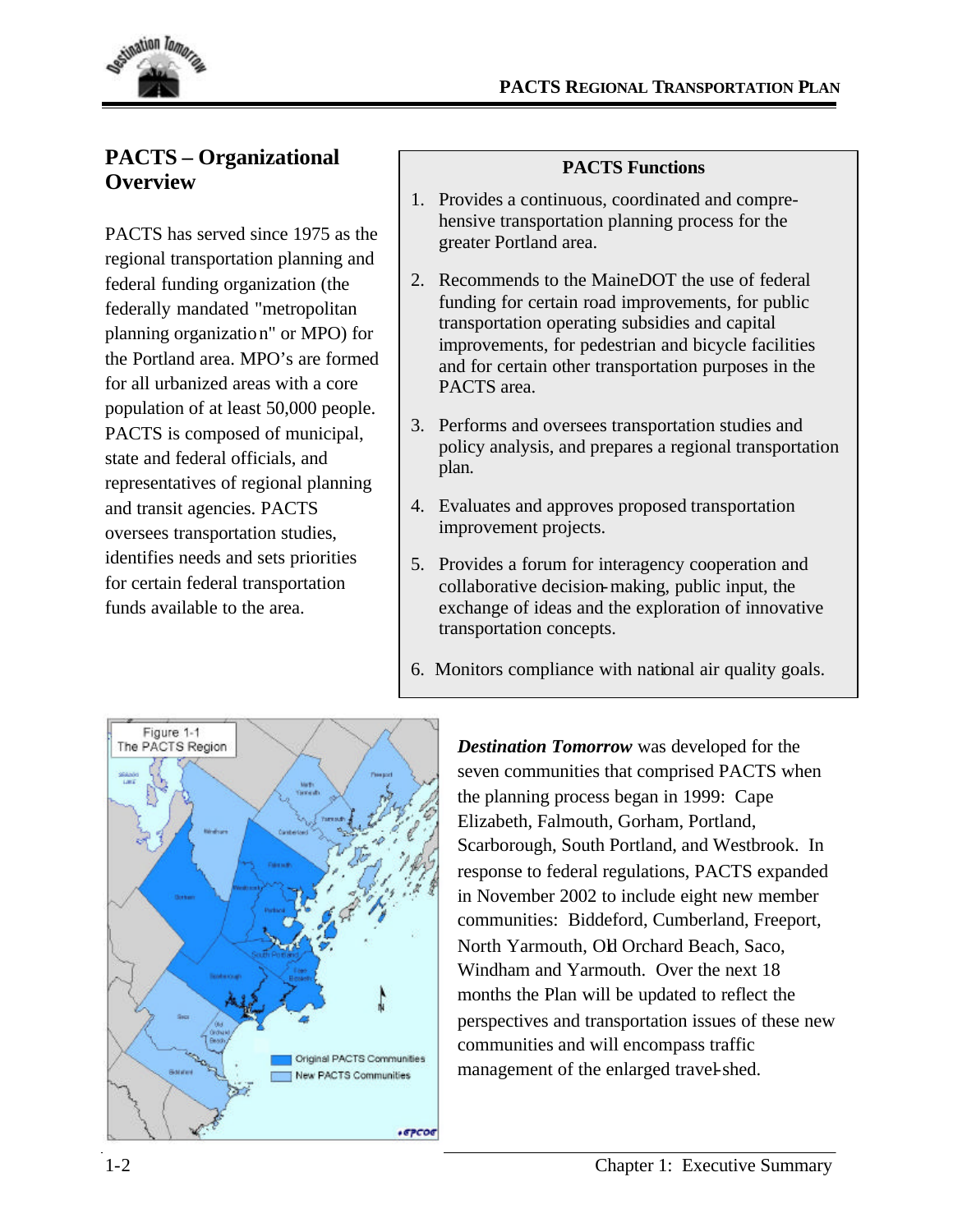## PACTS – Organizational Overview

PACTS has served since 1975 as the regional transportation planning and federal funding organization (the federally mandated "metropolitan planning organization" or MPO) for the Portland area. MPO's are formed for all urbanized areas with a core population of at least 50,000 people. PACTS is composed of municipal, state and federal officials, and representatives of regional planning and transit agencies. PACTS oversees transportation studies, identifies needs and sets priorities for certain federal transportation funds available to the area.

**PACTS Functions**

1. Provides a continuous, coordinated and comprehensive transportation planning process for the greater Portland area.
2. Recommends to the MaineDOT the use of federal funding for certain road improvements, for public transportation operating subsidies and capital improvements, for pedestrian and bicycle facilities and for certain other transportation purposes in the PACTS area.
3. Performs and oversees transportation studies and policy analysis, and prepares a regional transportation plan.
4. Evaluates and approves proposed transportation improvement projects.
5. Provides a forum for interagency cooperation and collaborative decision-making, public input, the exchange of ideas and the exploration of innovative transportation concepts.
6. Monitors compliance with national air quality goals.

Figure 1-1
The PACTS Region

***Destination Tomorrow*** was developed for the seven communities that comprised PACTS when the planning process began in 1999: Cape Elizabeth, Falmouth, Gorham, Portland, Scarborough, South Portland, and Westbrook. In response to federal regulations, PACTS expanded in November 2002 to include eight new member communities: Biddeford, Cumberland, Freeport, North Yarmouth, Old Orchard Beach, Saco, Windham and Yarmouth. Over the next 18 months the Plan will be updated to reflect the perspectives and transportation issues of these new communities and will encompass traffic management of the enlarged travel-shed.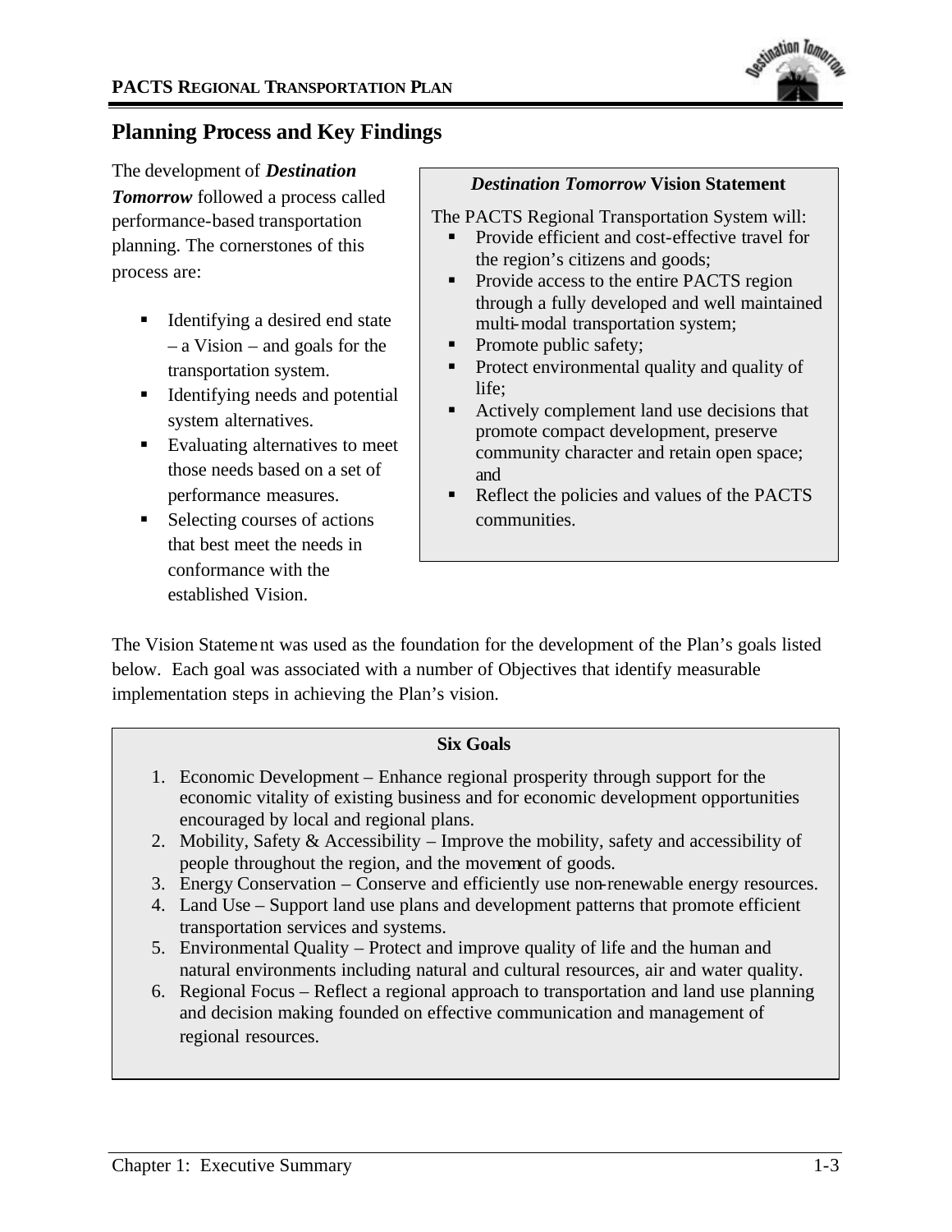## Planning Process and Key Findings

The development of ***Destination Tomorrow*** followed a process called performance-based transportation planning. The cornerstones of this process are:

- Identifying a desired end state – a Vision – and goals for the transportation system.
- Identifying needs and potential system alternatives.
- Evaluating alternatives to meet those needs based on a set of performance measures.
- Selecting courses of actions that best meet the needs in conformance with the established Vision.

> ***Destination Tomorrow* Vision Statement**
>
> The PACTS Regional Transportation System will:
>
> - Provide efficient and cost-effective travel for the region's citizens and goods;
> - Provide access to the entire PACTS region through a fully developed and well maintained multi-modal transportation system;
> - Promote public safety;
> - Protect environmental quality and quality of life;
> - Actively complement land use decisions that promote compact development, preserve community character and retain open space; and
> - Reflect the policies and values of the PACTS communities.

The Vision Statement was used as the foundation for the development of the Plan's goals listed below. Each goal was associated with a number of Objectives that identify measurable implementation steps in achieving the Plan's vision.

> **Six Goals**
>
> 1. Economic Development – Enhance regional prosperity through support for the economic vitality of existing business and for economic development opportunities encouraged by local and regional plans.
> 2. Mobility, Safety & Accessibility – Improve the mobility, safety and accessibility of people throughout the region, and the movement of goods.
> 3. Energy Conservation – Conserve and efficiently use non-renewable energy resources.
> 4. Land Use – Support land use plans and development patterns that promote efficient transportation services and systems.
> 5. Environmental Quality – Protect and improve quality of life and the human and natural environments including natural and cultural resources, air and water quality.
> 6. Regional Focus – Reflect a regional approach to transportation and land use planning and decision making founded on effective communication and management of regional resources.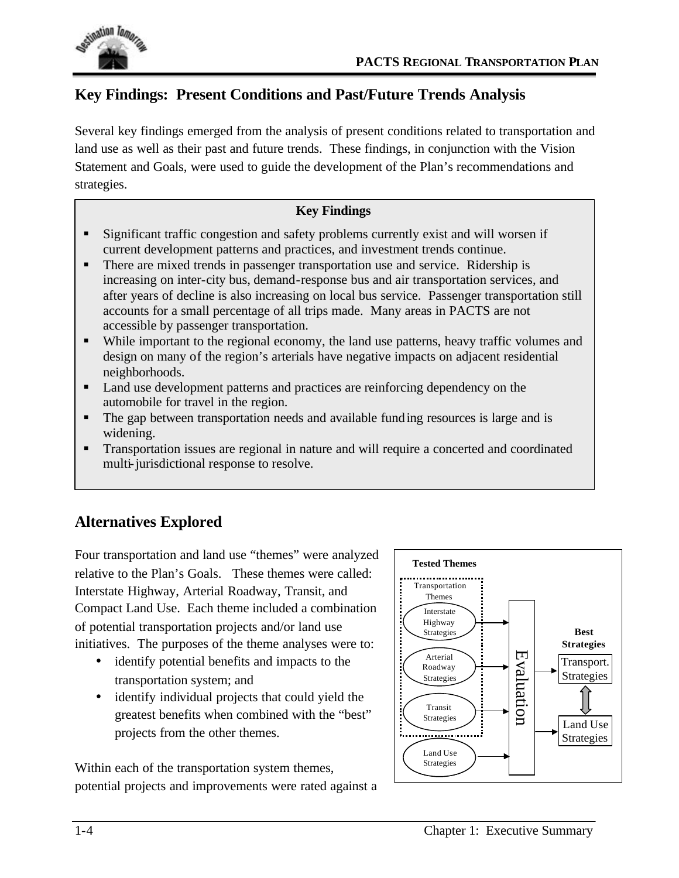## Key Findings: Present Conditions and Past/Future Trends Analysis

Several key findings emerged from the analysis of present conditions related to transportation and land use as well as their past and future trends. These findings, in conjunction with the Vision Statement and Goals, were used to guide the development of the Plan's recommendations and strategies.

**Key Findings**

- Significant traffic congestion and safety problems currently exist and will worsen if current development patterns and practices, and investment trends continue.
- There are mixed trends in passenger transportation use and service. Ridership is increasing on inter-city bus, demand-response bus and air transportation services, and after years of decline is also increasing on local bus service. Passenger transportation still accounts for a small percentage of all trips made. Many areas in PACTS are not accessible by passenger transportation.
- While important to the regional economy, the land use patterns, heavy traffic volumes and design on many of the region's arterials have negative impacts on adjacent residential neighborhoods.
- Land use development patterns and practices are reinforcing dependency on the automobile for travel in the region.
- The gap between transportation needs and available funding resources is large and is widening.
- Transportation issues are regional in nature and will require a concerted and coordinated multi-jurisdictional response to resolve.

## Alternatives Explored

Four transportation and land use "themes" were analyzed relative to the Plan's Goals. These themes were called: Interstate Highway, Arterial Roadway, Transit, and Compact Land Use. Each theme included a combination of potential transportation projects and/or land use initiatives. The purposes of the theme analyses were to:

- identify potential benefits and impacts to the transportation system; and
- identify individual projects that could yield the greatest benefits when combined with the "best" projects from the other themes.

**Tested Themes**

Transportation Themes: Interstate Highway Strategies; Arterial Roadway Strategies; Transit Strategies

Land Use Strategies

→ Evaluation →

**Best Strategies**: Transport. Strategies ⇕ Land Use Strategies

Within each of the transportation system themes, potential projects and improvements were rated against a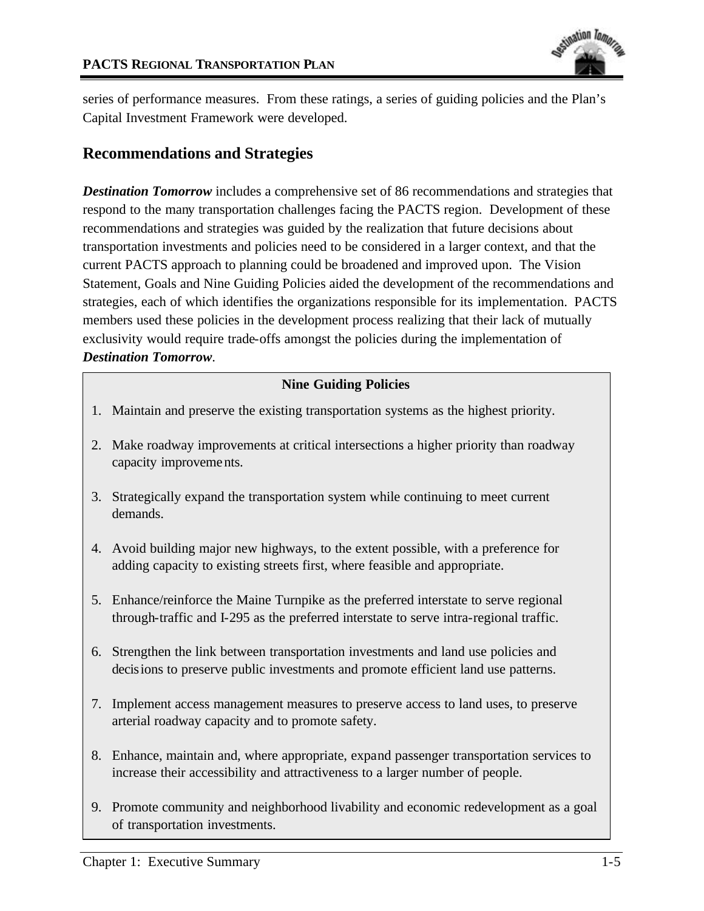series of performance measures. From these ratings, a series of guiding policies and the Plan's Capital Investment Framework were developed.

## Recommendations and Strategies

***Destination Tomorrow*** includes a comprehensive set of 86 recommendations and strategies that respond to the many transportation challenges facing the PACTS region. Development of these recommendations and strategies was guided by the realization that future decisions about transportation investments and policies need to be considered in a larger context, and that the current PACTS approach to planning could be broadened and improved upon. The Vision Statement, Goals and Nine Guiding Policies aided the development of the recommendations and strategies, each of which identifies the organizations responsible for its implementation. PACTS members used these policies in the development process realizing that their lack of mutually exclusivity would require trade-offs amongst the policies during the implementation of ***Destination Tomorrow***.

**Nine Guiding Policies**

1. Maintain and preserve the existing transportation systems as the highest priority.
2. Make roadway improvements at critical intersections a higher priority than roadway capacity improvements.
3. Strategically expand the transportation system while continuing to meet current demands.
4. Avoid building major new highways, to the extent possible, with a preference for adding capacity to existing streets first, where feasible and appropriate.
5. Enhance/reinforce the Maine Turnpike as the preferred interstate to serve regional through-traffic and I-295 as the preferred interstate to serve intra-regional traffic.
6. Strengthen the link between transportation investments and land use policies and decisions to preserve public investments and promote efficient land use patterns.
7. Implement access management measures to preserve access to land uses, to preserve arterial roadway capacity and to promote safety.
8. Enhance, maintain and, where appropriate, expand passenger transportation services to increase their accessibility and attractiveness to a larger number of people.
9. Promote community and neighborhood livability and economic redevelopment as a goal of transportation investments.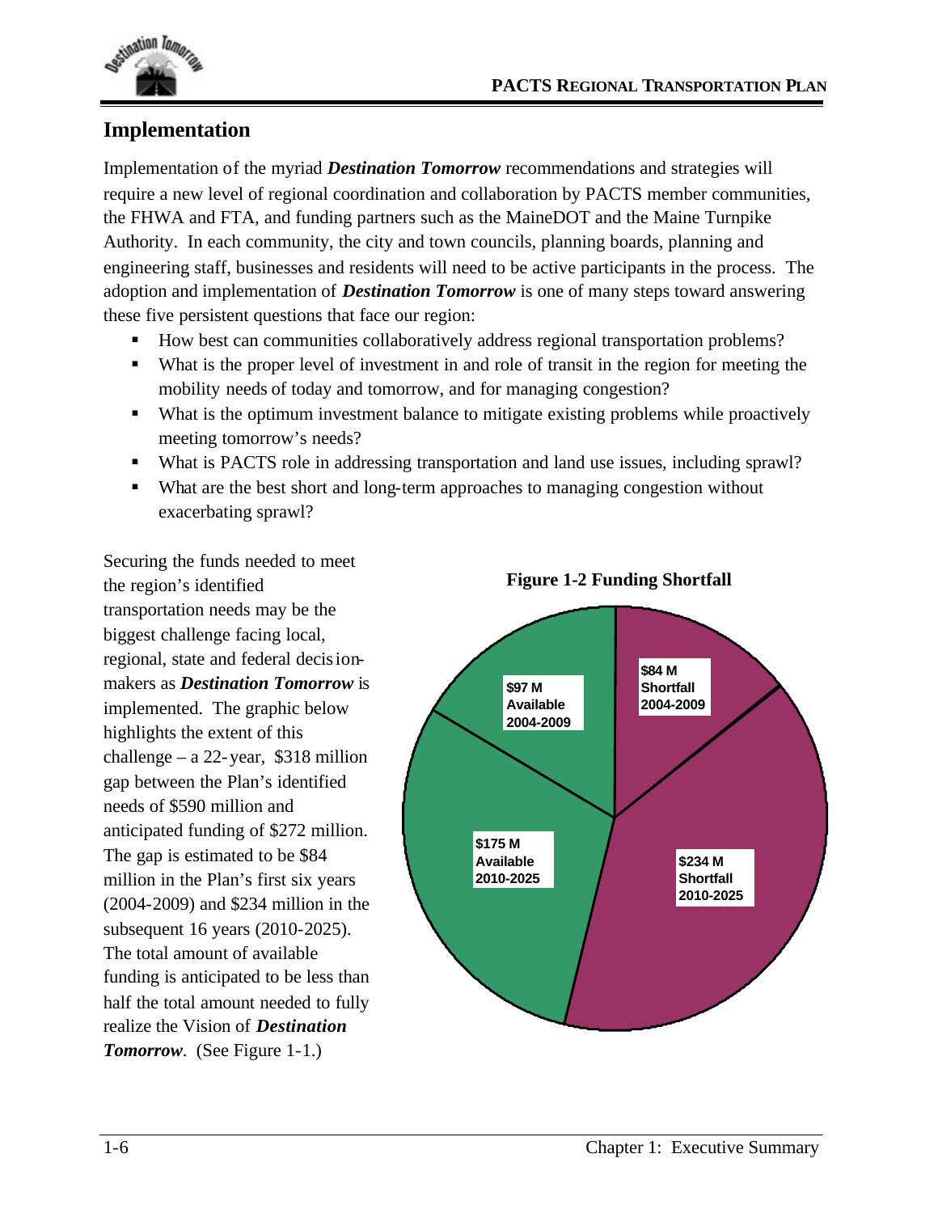## Implementation

Implementation of the myriad ***Destination Tomorrow*** recommendations and strategies will require a new level of regional coordination and collaboration by PACTS member communities, the FHWA and FTA, and funding partners such as the MaineDOT and the Maine Turnpike Authority. In each community, the city and town councils, planning boards, planning and engineering staff, businesses and residents will need to be active participants in the process. The adoption and implementation of ***Destination Tomorrow*** is one of many steps toward answering these five persistent questions that face our region:

- How best can communities collaboratively address regional transportation problems?
- What is the proper level of investment in and role of transit in the region for meeting the mobility needs of today and tomorrow, and for managing congestion?
- What is the optimum investment balance to mitigate existing problems while proactively meeting tomorrow's needs?
- What is PACTS role in addressing transportation and land use issues, including sprawl?
- What are the best short and long-term approaches to managing congestion without exacerbating sprawl?

Securing the funds needed to meet the region's identified transportation needs may be the biggest challenge facing local, regional, state and federal decision-makers as ***Destination Tomorrow*** is implemented. The graphic below highlights the extent of this challenge – a 22-year, $318 million gap between the Plan's identified needs of $590 million and anticipated funding of $272 million. The gap is estimated to be $84 million in the Plan's first six years (2004-2009) and $234 million in the subsequent 16 years (2010-2025). The total amount of available funding is anticipated to be less than half the total amount needed to fully realize the Vision of ***Destination Tomorrow***. (See Figure 1-1.)

**Figure 1-2 Funding Shortfall**

| Category | Amount |
|---|---|
| Available 2004-2009 | $97 M |
| Shortfall 2004-2009 | $84 M |
| Available 2010-2025 | $175 M |
| Shortfall 2010-2025 | $234 M |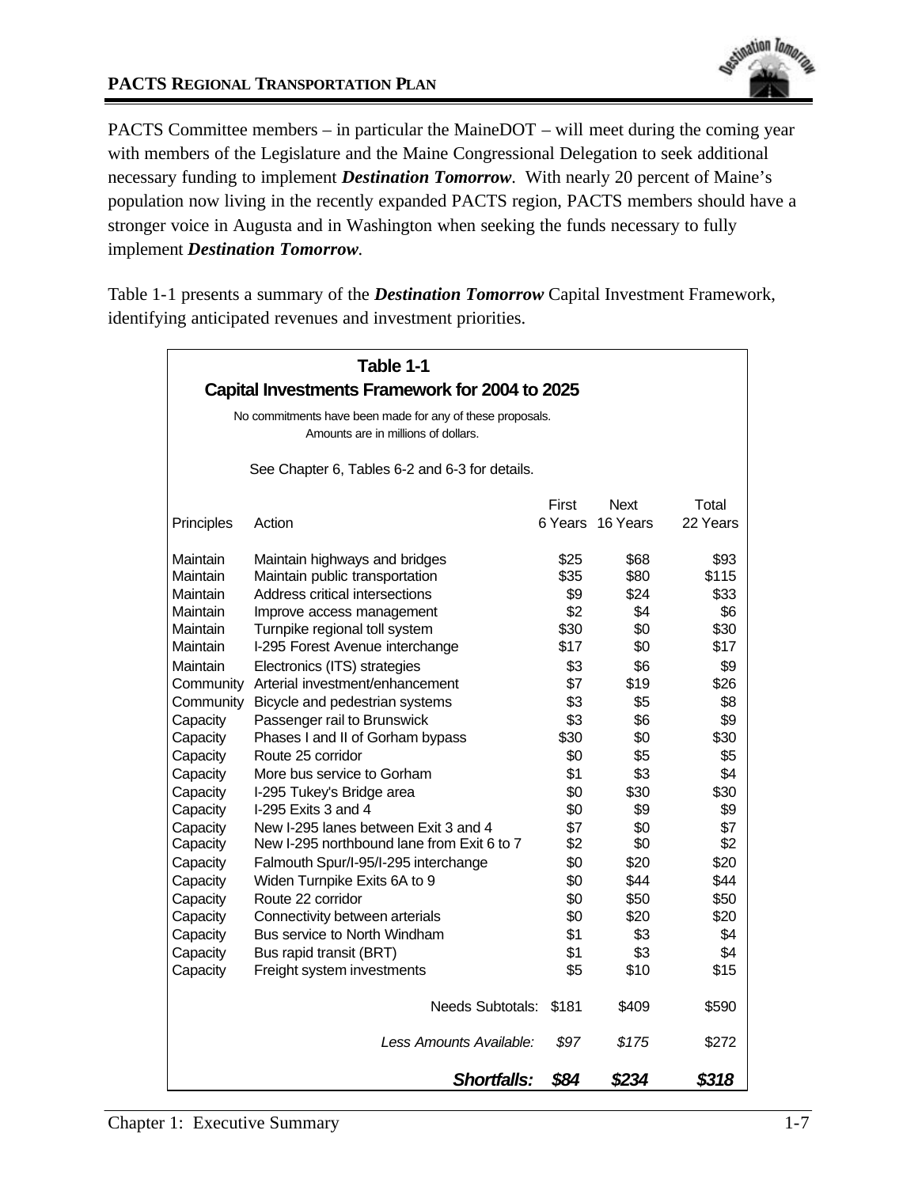PACTS Committee members – in particular the MaineDOT – will meet during the coming year with members of the Legislature and the Maine Congressional Delegation to seek additional necessary funding to implement ***Destination Tomorrow***. With nearly 20 percent of Maine's population now living in the recently expanded PACTS region, PACTS members should have a stronger voice in Augusta and in Washington when seeking the funds necessary to fully implement ***Destination Tomorrow***.

Table 1-1 presents a summary of the ***Destination Tomorrow*** Capital Investment Framework, identifying anticipated revenues and investment priorities.

**Table 1-1**
**Capital Investments Framework for 2004 to 2025**

No commitments have been made for any of these proposals.
Amounts are in millions of dollars.

See Chapter 6, Tables 6-2 and 6-3 for details.

| Principles | Action | First 6 Years | Next 16 Years | Total 22 Years |
|---|---|---|---|---|
| Maintain | Maintain highways and bridges | $25 | $68 | $93 |
| Maintain | Maintain public transportation | $35 | $80 | $115 |
| Maintain | Address critical intersections | $9 | $24 | $33 |
| Maintain | Improve access management | $2 | $4 | $6 |
| Maintain | Turnpike regional toll system | $30 | $0 | $30 |
| Maintain | I-295 Forest Avenue interchange | $17 | $0 | $17 |
| Maintain | Electronics (ITS) strategies | $3 | $6 | $9 |
| Community | Arterial investment/enhancement | $7 | $19 | $26 |
| Community | Bicycle and pedestrian systems | $3 | $5 | $8 |
| Capacity | Passenger rail to Brunswick | $3 | $6 | $9 |
| Capacity | Phases I and II of Gorham bypass | $30 | $0 | $30 |
| Capacity | Route 25 corridor | $0 | $5 | $5 |
| Capacity | More bus service to Gorham | $1 | $3 | $4 |
| Capacity | I-295 Tukey's Bridge area | $0 | $30 | $30 |
| Capacity | I-295 Exits 3 and 4 | $0 | $9 | $9 |
| Capacity | New I-295 lanes between Exit 3 and 4 | $7 | $0 | $7 |
| Capacity | New I-295 northbound lane from Exit 6 to 7 | $2 | $0 | $2 |
| Capacity | Falmouth Spur/I-95/I-295 interchange | $0 | $20 | $20 |
| Capacity | Widen Turnpike Exits 6A to 9 | $0 | $44 | $44 |
| Capacity | Route 22 corridor | $0 | $50 | $50 |
| Capacity | Connectivity between arterials | $0 | $20 | $20 |
| Capacity | Bus service to North Windham | $1 | $3 | $4 |
| Capacity | Bus rapid transit (BRT) | $1 | $3 | $4 |
| Capacity | Freight system investments | $5 | $10 | $15 |
| | Needs Subtotals: | $181 | $409 | $590 |
| | *Less Amounts Available:* | *$97* | *$175* | $272 |
| | ***Shortfalls:*** | ***$84*** | ***$234*** | ***$318*** |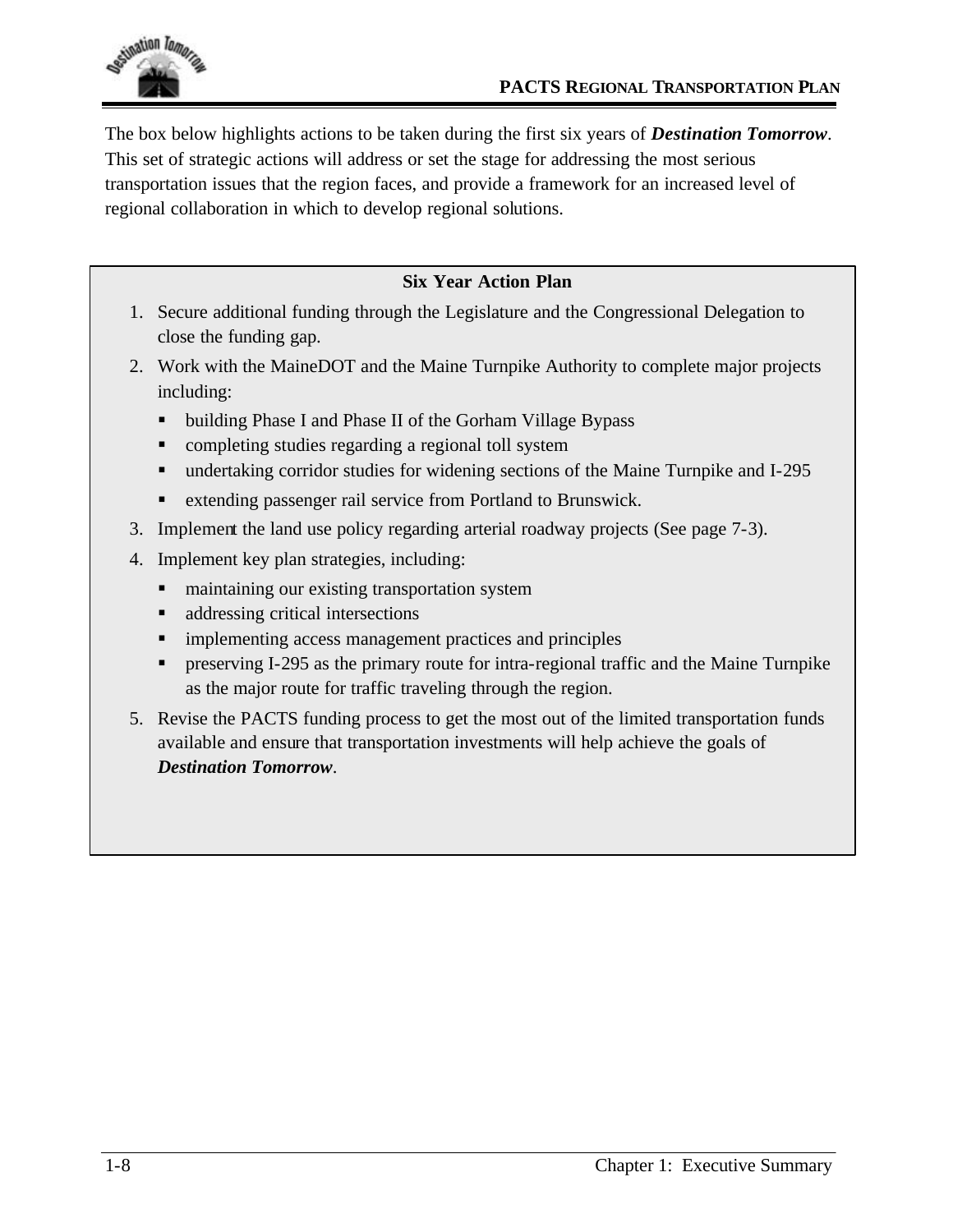The box below highlights actions to be taken during the first six years of ***Destination Tomorrow***. This set of strategic actions will address or set the stage for addressing the most serious transportation issues that the region faces, and provide a framework for an increased level of regional collaboration in which to develop regional solutions.

**Six Year Action Plan**

1. Secure additional funding through the Legislature and the Congressional Delegation to close the funding gap.
2. Work with the MaineDOT and the Maine Turnpike Authority to complete major projects including:
   - building Phase I and Phase II of the Gorham Village Bypass
   - completing studies regarding a regional toll system
   - undertaking corridor studies for widening sections of the Maine Turnpike and I-295
   - extending passenger rail service from Portland to Brunswick.
3. Implement the land use policy regarding arterial roadway projects (See page 7-3).
4. Implement key plan strategies, including:
   - maintaining our existing transportation system
   - addressing critical intersections
   - implementing access management practices and principles
   - preserving I-295 as the primary route for intra-regional traffic and the Maine Turnpike as the major route for traffic traveling through the region.
5. Revise the PACTS funding process to get the most out of the limited transportation funds available and ensure that transportation investments will help achieve the goals of ***Destination Tomorrow***.